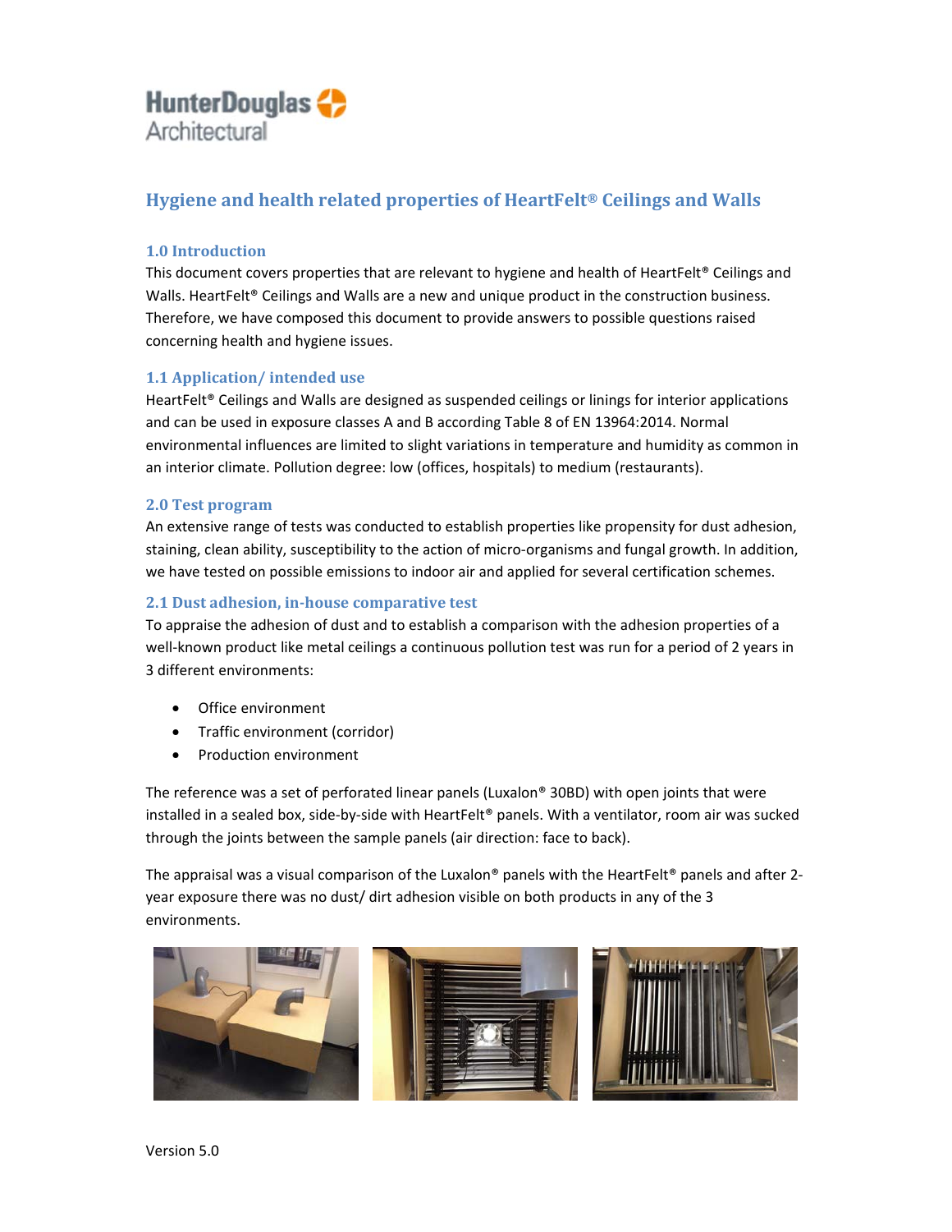HunterDouglas Architectural

# Hygiene and health related properties of HeartFelt® Ceilings and Walls

## 1.0 Introduction

This document covers properties that are relevant to hygiene and health of HeartFelt® Ceilings and Walls. HeartFelt® Ceilings and Walls are a new and unique product in the construction business. Therefore, we have composed this document to provide answers to possible questions raised concerning health and hygiene issues.

### 1.1 Application/ intended use

HeartFelt® Ceilings and Walls are designed as suspended ceilings or linings for interior applications and can be used in exposure classes A and B according Table 8 of EN 13964:2014. Normal environmental influences are limited to slight variations in temperature and humidity as common in an interior climate. Pollution degree: low (offices, hospitals) to medium (restaurants).

## 2.0 Test program

An extensive range of tests was conducted to establish properties like propensity for dust adhesion, staining, clean ability, susceptibility to the action of micro-organisms and fungal growth. In addition, we have tested on possible emissions to indoor air and applied for several certification schemes.

### 2.1 Dust adhesion, in-house comparative test

To appraise the adhesion of dust and to establish a comparison with the adhesion properties of a well-known product like metal ceilings a continuous pollution test was run for a period of 2 years in 3 different environments:

- Office environment
- Traffic environment (corridor)
- Production environment

The reference was a set of perforated linear panels (Luxalon® 30BD) with open joints that were installed in a sealed box, side-by-side with HeartFelt® panels. With a ventilator, room air was sucked through the joints between the sample panels (air direction: face to back).

The appraisal was a visual comparison of the Luxalon® panels with the HeartFelt® panels and after 2-year exposure there was no dust/ dirt adhesion visible on both products in any of the 3 environments.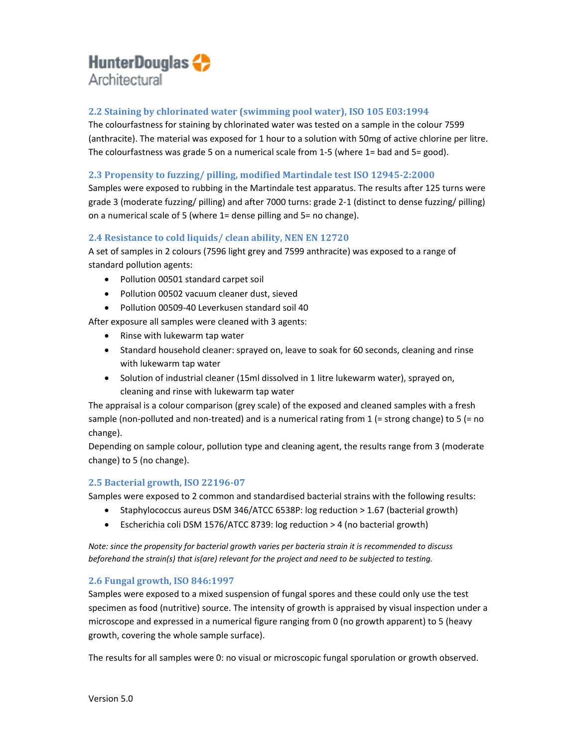### 2.2 Staining by chlorinated water (swimming pool water), ISO 105 E03:1994

The colourfastness for staining by chlorinated water was tested on a sample in the colour 7599 (anthracite). The material was exposed for 1 hour to a solution with 50mg of active chlorine per litre. The colourfastness was grade 5 on a numerical scale from 1-5 (where 1= bad and 5= good).

### 2.3 Propensity to fuzzing/ pilling, modified Martindale test ISO 12945-2:2000

Samples were exposed to rubbing in the Martindale test apparatus. The results after 125 turns were grade 3 (moderate fuzzing/ pilling) and after 7000 turns: grade 2-1 (distinct to dense fuzzing/ pilling) on a numerical scale of 5 (where 1= dense pilling and 5= no change).

### 2.4 Resistance to cold liquids/ clean ability, NEN EN 12720

A set of samples in 2 colours (7596 light grey and 7599 anthracite) was exposed to a range of standard pollution agents:

- Pollution 00501 standard carpet soil
- Pollution 00502 vacuum cleaner dust, sieved
- Pollution 00509-40 Leverkusen standard soil 40

After exposure all samples were cleaned with 3 agents:

- Rinse with lukewarm tap water
- Standard household cleaner: sprayed on, leave to soak for 60 seconds, cleaning and rinse with lukewarm tap water
- Solution of industrial cleaner (15ml dissolved in 1 litre lukewarm water), sprayed on, cleaning and rinse with lukewarm tap water

The appraisal is a colour comparison (grey scale) of the exposed and cleaned samples with a fresh sample (non-polluted and non-treated) and is a numerical rating from 1 (= strong change) to 5 (= no change).

Depending on sample colour, pollution type and cleaning agent, the results range from 3 (moderate change) to 5 (no change).

### 2.5 Bacterial growth, ISO 22196-07

Samples were exposed to 2 common and standardised bacterial strains with the following results:

- Staphylococcus aureus DSM 346/ATCC 6538P: log reduction > 1.67 (bacterial growth)
- Escherichia coli DSM 1576/ATCC 8739: log reduction > 4 (no bacterial growth)

*Note: since the propensity for bacterial growth varies per bacteria strain it is recommended to discuss beforehand the strain(s) that is(are) relevant for the project and need to be subjected to testing.*

### 2.6 Fungal growth, ISO 846:1997

Samples were exposed to a mixed suspension of fungal spores and these could only use the test specimen as food (nutritive) source. The intensity of growth is appraised by visual inspection under a microscope and expressed in a numerical figure ranging from 0 (no growth apparent) to 5 (heavy growth, covering the whole sample surface).

The results for all samples were 0: no visual or microscopic fungal sporulation or growth observed.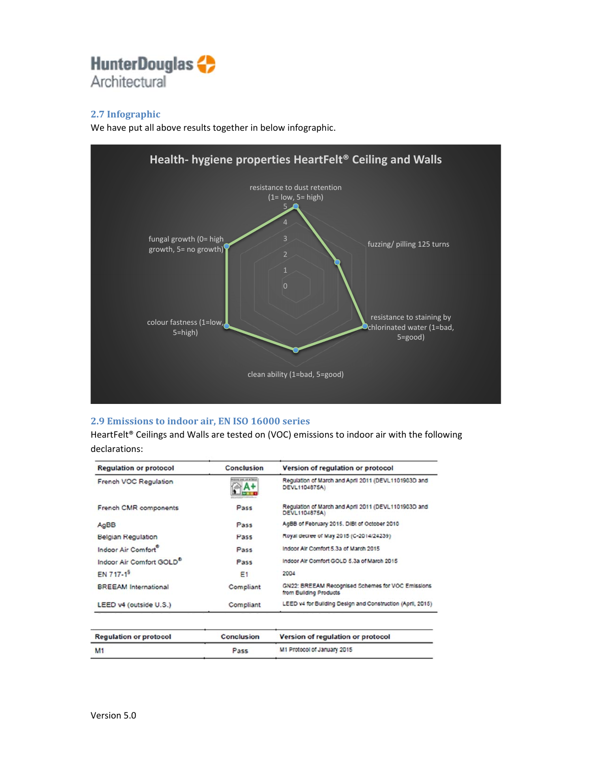## 2.7 Infographic

We have put all above results together in below infographic.

**Health- hygiene properties HeartFelt® Ceiling and Walls**

- resistance to dust retention (1= low, 5= high)
- fuzzing/ pilling 125 turns
- resistance to staining by chlorinated water (1=bad, 5=good)
- clean ability (1=bad, 5=good)
- colour fastness (1=low, 5=high)
- fungal growth (0= high growth, 5= no growth)

## 2.9 Emissions to indoor air, EN ISO 16000 series

HeartFelt® Ceilings and Walls are tested on (VOC) emissions to indoor air with the following declarations:

| Regulation or protocol | Conclusion | Version of regulation or protocol |
|---|---|---|
| French VOC Regulation | A+ | Regulation of March and April 2011 (DEVL1101903D and DEVL1104875A) |
| French CMR components | Pass | Regulation of March and April 2011 (DEVL1101903D and DEVL1104875A) |
| AgBB | Pass | AgBB of February 2015. DIBt of October 2010 |
| Belgian Regulation | Pass | Royal decree of May 2015 (C-2014/24239) |
| Indoor Air Comfort® | Pass | Indoor Air Comfort 5.3a of March 2015 |
| Indoor Air Comfort GOLD® | Pass | Indoor Air Comfort GOLD 5.3a of March 2015 |
| EN 717-1[§] | E1 | 2004 |
| BREEAM International | Compliant | GN22: BREEAM Recognised Schemes for VOC Emissions from Building Products |
| LEED v4 (outside U.S.) | Compliant | LEED v4 for Building Design and Construction (April, 2015) |

| Regulation or protocol | Conclusion | Version of regulation or protocol |
|---|---|---|
| M1 | Pass | M1 Protocol of January 2015 |

Version 5.0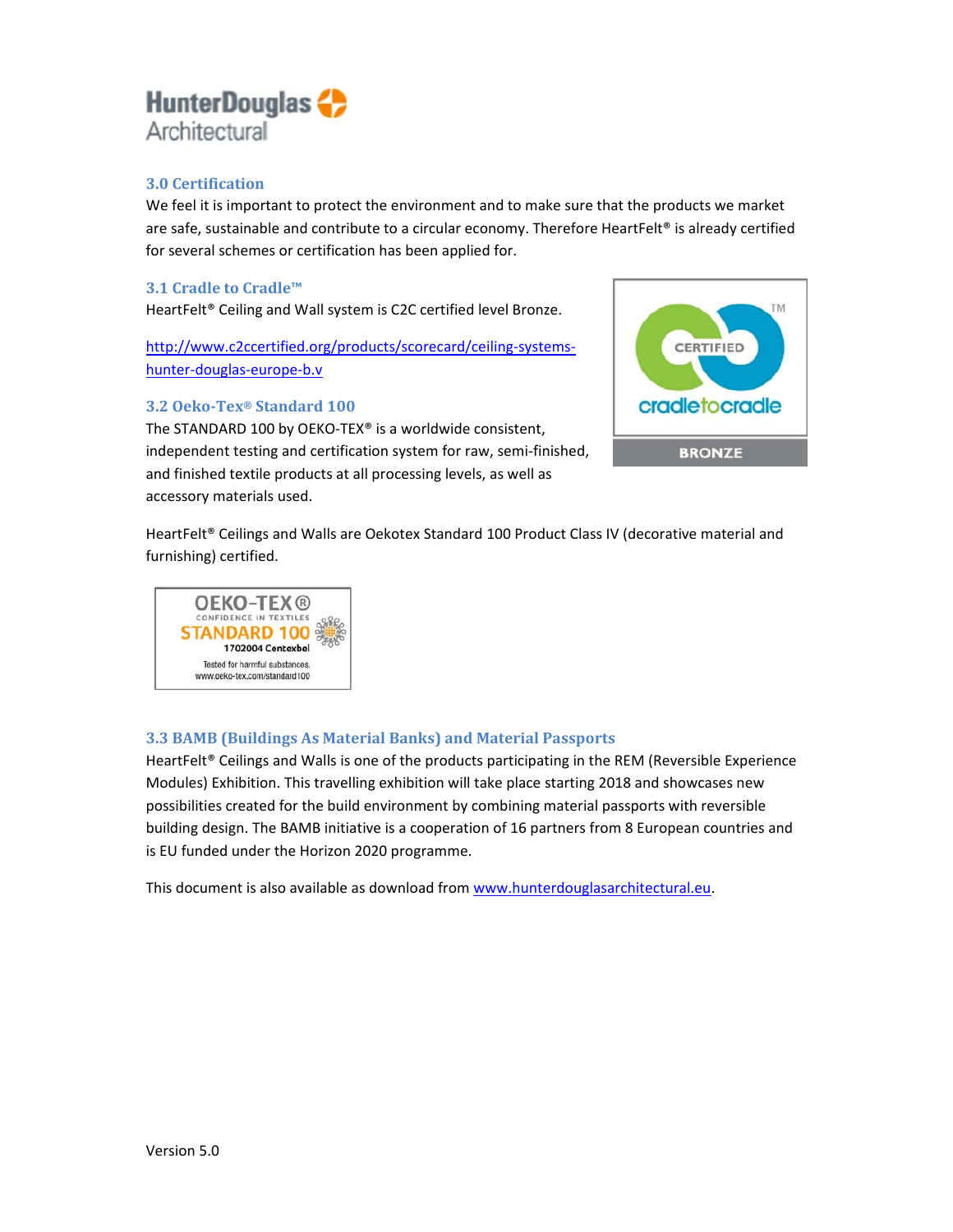## 3.0 Certification

We feel it is important to protect the environment and to make sure that the products we market are safe, sustainable and contribute to a circular economy. Therefore HeartFelt® is already certified for several schemes or certification has been applied for.

### 3.1 Cradle to Cradle™

HeartFelt® Ceiling and Wall system is C2C certified level Bronze.

http://www.c2ccertified.org/products/scorecard/ceiling-systems-hunter-douglas-europe-b.v

### 3.2 Oeko-Tex® Standard 100

The STANDARD 100 by OEKO-TEX® is a worldwide consistent, independent testing and certification system for raw, semi-finished, and finished textile products at all processing levels, as well as accessory materials used.

HeartFelt® Ceilings and Walls are Oekotex Standard 100 Product Class IV (decorative material and furnishing) certified.

### 3.3 BAMB (Buildings As Material Banks) and Material Passports

HeartFelt® Ceilings and Walls is one of the products participating in the REM (Reversible Experience Modules) Exhibition. This travelling exhibition will take place starting 2018 and showcases new possibilities created for the build environment by combining material passports with reversible building design. The BAMB initiative is a cooperation of 16 partners from 8 European countries and is EU funded under the Horizon 2020 programme.

This document is also available as download from www.hunterdouglasarchitectural.eu.

Version 5.0